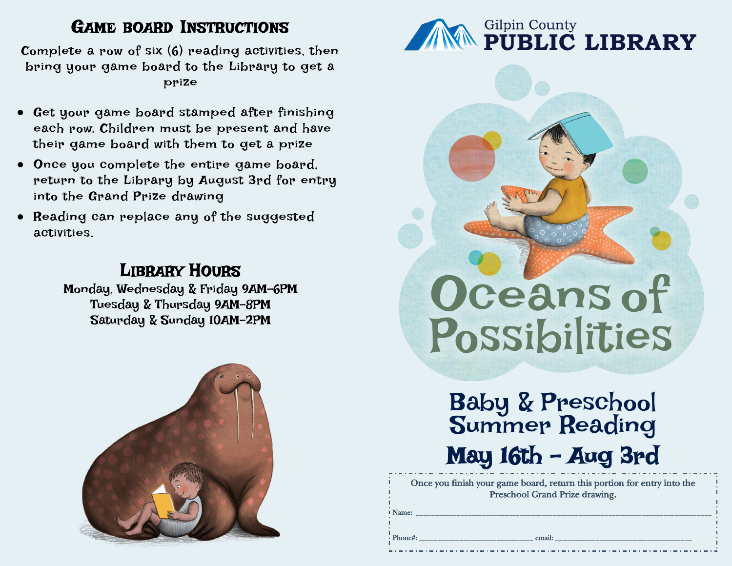## Game board Instructions

Complete a row of six (6) reading activities, then bring your game board to the Library to get a prize

- Get your game board stamped after finishing each row. Children must be present and have their game board with them to get a prize
- Once you complete the entire game board, return to the Library by August 3rd for entry into the Grand Prize drawing
- Reading can replace any of the suggested activities.

## Library Hours

Monday, Wednesday & Friday 9AM-6PM
Tuesday & Thursday 9AM-8PM
Saturday & Sunday 10AM-2PM

Gilpin County
**PUBLIC LIBRARY**

# Oceans of Possibilities

## Baby & Preschool Summer Reading

## May 16th - Aug 3rd

Once you finish your game board, return this portion for entry into the Preschool Grand Prize drawing.

Name: ______________________________________________

Phone#: ____________________ email: ____________________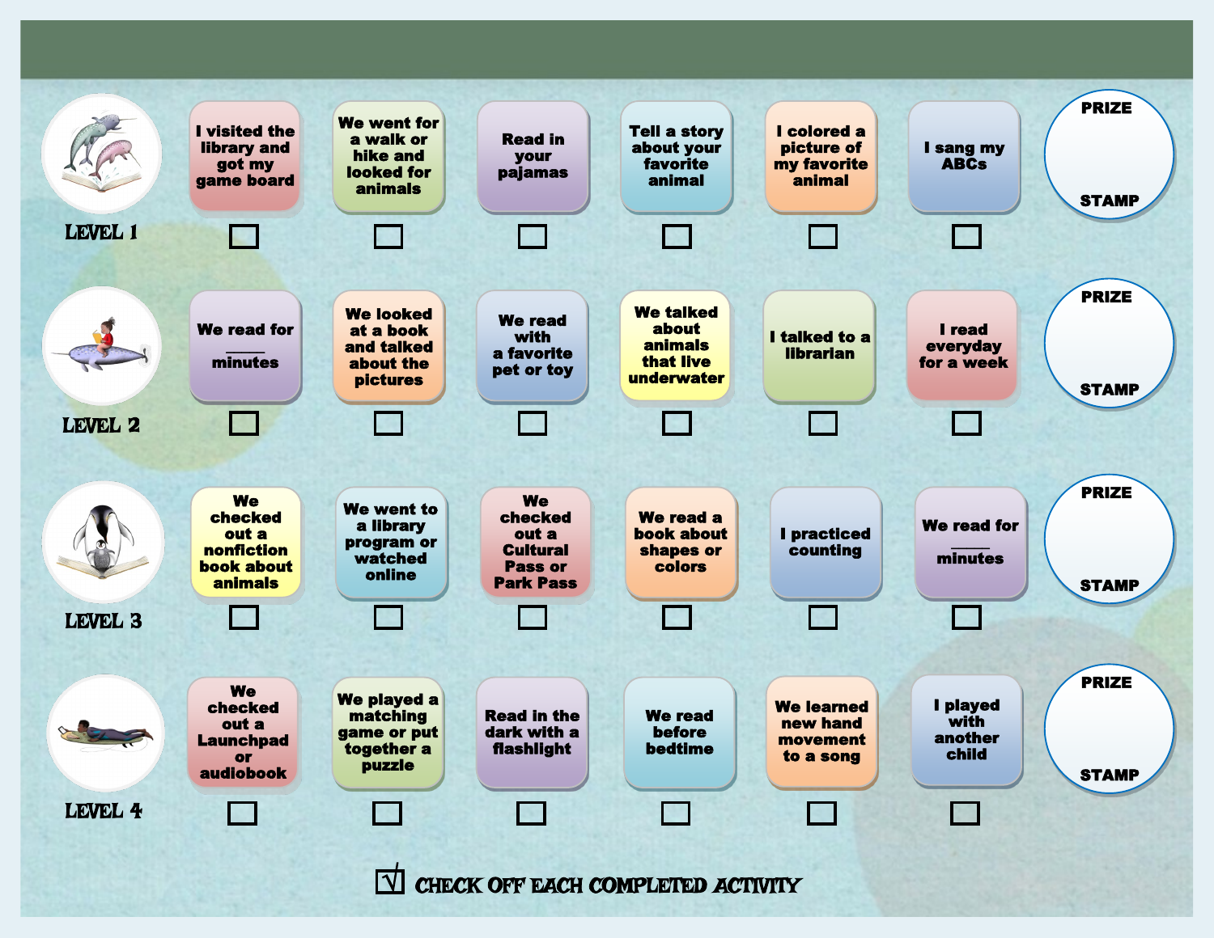## LEVEL 1

- I visited the library and got my game board ☐
- We went for a walk or hike and looked for animals ☐
- Read in your pajamas ☐
- Tell a story about your favorite animal ☐
- I colored a picture of my favorite animal ☐
- I sang my ABCs ☐
- PRIZE STAMP

## LEVEL 2

- We read for ____ minutes ☐
- We looked at a book and talked about the pictures ☐
- We read with a favorite pet or toy ☐
- We talked about animals that live underwater ☐
- I talked to a librarian ☐
- I read everyday for a week ☐
- PRIZE STAMP

## LEVEL 3

- We checked out a nonfiction book about animals ☐
- We went to a library program or watched online ☐
- We checked out a Cultural Pass or Park Pass ☐
- We read a book about shapes or colors ☐
- I practiced counting ☐
- We read for ____ minutes ☐
- PRIZE STAMP

## LEVEL 4

- We checked out a Launchpad or audiobook ☐
- We played a matching game or put together a puzzle ☐
- Read in the dark with a flashlight ☐
- We read before bedtime ☐
- We learned new hand movement to a song ☐
- I played with another child ☐
- PRIZE STAMP

☑ CHECK OFF EACH COMPLETED ACTIVITY